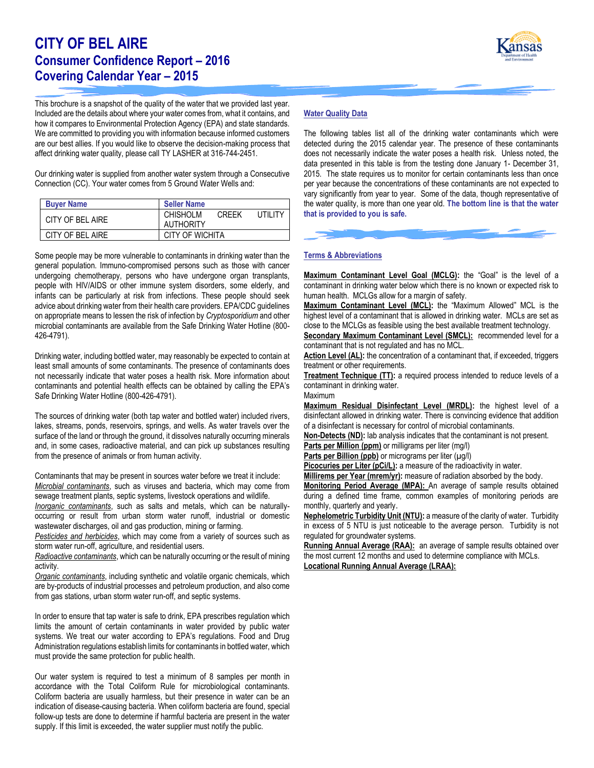# CITY OF BEL AIRE
## Consumer Confidence Report – 2016
## Covering Calendar Year – 2015

This brochure is a snapshot of the quality of the water that we provided last year. Included are the details about where your water comes from, what it contains, and how it compares to Environmental Protection Agency (EPA) and state standards. We are committed to providing you with information because informed customers are our best allies. If you would like to observe the decision-making process that affect drinking water quality, please call TY LASHER at 316-744-2451.

Our drinking water is supplied from another water system through a Consecutive Connection (CC). Your water comes from 5 Ground Water Wells and:

| Buyer Name | Seller Name |
|---|---|
| CITY OF BEL AIRE | CHISHOLM CREEK UTILITY AUTHORITY |
| CITY OF BEL AIRE | CITY OF WICHITA |

Some people may be more vulnerable to contaminants in drinking water than the general population. Immuno-compromised persons such as those with cancer undergoing chemotherapy, persons who have undergone organ transplants, people with HIV/AIDS or other immune system disorders, some elderly, and infants can be particularly at risk from infections. These people should seek advice about drinking water from their health care providers. EPA/CDC guidelines on appropriate means to lessen the risk of infection by *Cryptosporidium* and other microbial contaminants are available from the Safe Drinking Water Hotline (800-426-4791).

Drinking water, including bottled water, may reasonably be expected to contain at least small amounts of some contaminants. The presence of contaminants does not necessarily indicate that water poses a health risk. More information about contaminants and potential health effects can be obtained by calling the EPA's Safe Drinking Water Hotline (800-426-4791).

The sources of drinking water (both tap water and bottled water) included rivers, lakes, streams, ponds, reservoirs, springs, and wells. As water travels over the surface of the land or through the ground, it dissolves naturally occurring minerals and, in some cases, radioactive material, and can pick up substances resulting from the presence of animals or from human activity.

Contaminants that may be present in sources water before we treat it include:
*Microbial contaminants*, such as viruses and bacteria, which may come from sewage treatment plants, septic systems, livestock operations and wildlife.
*Inorganic contaminants*, such as salts and metals, which can be naturally-occurring or result from urban storm water runoff, industrial or domestic wastewater discharges, oil and gas production, mining or farming.
*Pesticides and herbicides*, which may come from a variety of sources such as storm water run-off, agriculture, and residential users.
*Radioactive contaminants*, which can be naturally occurring or the result of mining activity.
*Organic contaminants*, including synthetic and volatile organic chemicals, which are by-products of industrial processes and petroleum production, and also come from gas stations, urban storm water run-off, and septic systems.

In order to ensure that tap water is safe to drink, EPA prescribes regulation which limits the amount of certain contaminants in water provided by public water systems. We treat our water according to EPA's regulations. Food and Drug Administration regulations establish limits for contaminants in bottled water, which must provide the same protection for public health.

Our water system is required to test a minimum of 8 samples per month in accordance with the Total Coliform Rule for microbiological contaminants. Coliform bacteria are usually harmless, but their presence in water can be an indication of disease-causing bacteria. When coliform bacteria are found, special follow-up tests are done to determine if harmful bacteria are present in the water supply. If this limit is exceeded, the water supplier must notify the public.

### Water Quality Data

The following tables list all of the drinking water contaminants which were detected during the 2015 calendar year. The presence of these contaminants does not necessarily indicate the water poses a health risk. Unless noted, the data presented in this table is from the testing done January 1- December 31, 2015. The state requires us to monitor for certain contaminants less than once per year because the concentrations of these contaminants are not expected to vary significantly from year to year. Some of the data, though representative of the water quality, is more than one year old. **The bottom line is that the water that is provided to you is safe.**

### Terms & Abbreviations

**Maximum Contaminant Level Goal (MCLG):** the "Goal" is the level of a contaminant in drinking water below which there is no known or expected risk to human health. MCLGs allow for a margin of safety.
**Maximum Contaminant Level (MCL):** the "Maximum Allowed" MCL is the highest level of a contaminant that is allowed in drinking water. MCLs are set as close to the MCLGs as feasible using the best available treatment technology.
**Secondary Maximum Contaminant Level (SMCL):** recommended level for a contaminant that is not regulated and has no MCL.
**Action Level (AL):** the concentration of a contaminant that, if exceeded, triggers treatment or other requirements.
**Treatment Technique (TT):** a required process intended to reduce levels of a contaminant in drinking water.
Maximum
**Maximum Residual Disinfectant Level (MRDL):** the highest level of a disinfectant allowed in drinking water. There is convincing evidence that addition of a disinfectant is necessary for control of microbial contaminants.
**Non-Detects (ND):** lab analysis indicates that the contaminant is not present.
**Parts per Million (ppm)** or milligrams per liter (mg/l)
**Parts per Billion (ppb)** or micrograms per liter (µg/l)
**Picocuries per Liter (pCi/L):** a measure of the radioactivity in water.
**Millirems per Year (mrem/yr):** measure of radiation absorbed by the body.
**Monitoring Period Average (MPA):** An average of sample results obtained during a defined time frame, common examples of monitoring periods are monthly, quarterly and yearly.
**Nephelometric Turbidity Unit (NTU):** a measure of the clarity of water. Turbidity in excess of 5 NTU is just noticeable to the average person. Turbidity is not regulated for groundwater systems.
**Running Annual Average (RAA):** an average of sample results obtained over the most current 12 months and used to determine compliance with MCLs.
**Locational Running Annual Average (LRAA):**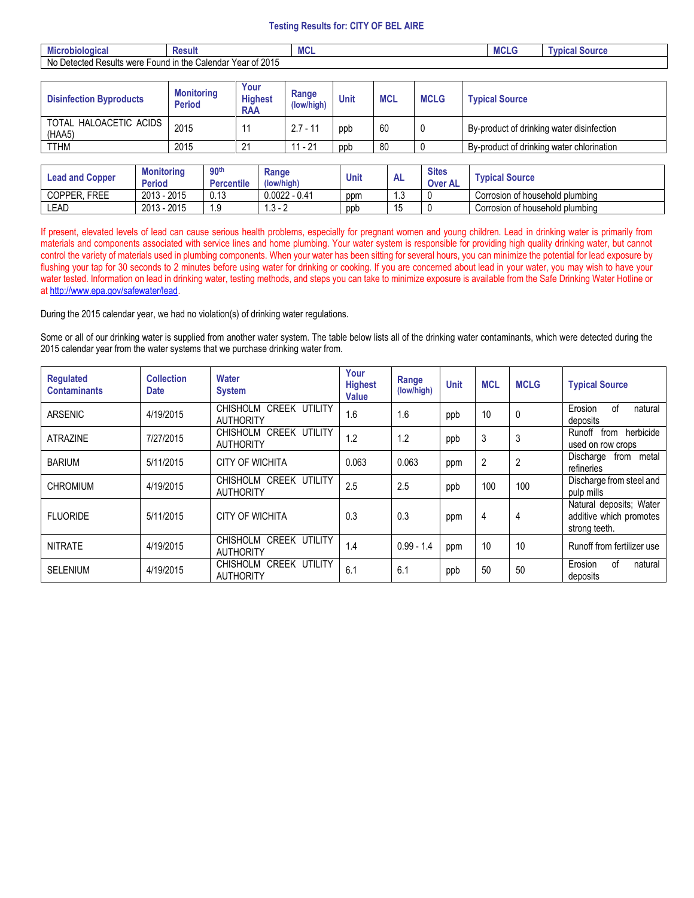## Testing Results for: CITY OF BEL AIRE

| Microbiological | Result | MCL | MCLG | Typical Source |
|---|---|---|---|---|
| No Detected Results were Found in the Calendar Year of 2015 | | | | |

| Disinfection Byproducts | Monitoring Period | Your Highest RAA | Range (low/high) | Unit | MCL | MCLG | Typical Source |
|---|---|---|---|---|---|---|---|
| TOTAL HALOACETIC ACIDS (HAA5) | 2015 | 11 | 2.7 - 11 | ppb | 60 | 0 | By-product of drinking water disinfection |
| TTHM | 2015 | 21 | 11 - 21 | ppb | 80 | 0 | By-product of drinking water chlorination |

| Lead and Copper | Monitoring Period | 90th Percentile | Range (low/high) | Unit | AL | Sites Over AL | Typical Source |
|---|---|---|---|---|---|---|---|
| COPPER, FREE | 2013 - 2015 | 0.13 | 0.0022 - 0.41 | ppm | 1.3 | 0 | Corrosion of household plumbing |
| LEAD | 2013 - 2015 | 1.9 | 1.3 - 2 | ppb | 15 | 0 | Corrosion of household plumbing |

If present, elevated levels of lead can cause serious health problems, especially for pregnant women and young children. Lead in drinking water is primarily from materials and components associated with service lines and home plumbing. Your water system is responsible for providing high quality drinking water, but cannot control the variety of materials used in plumbing components. When your water has been sitting for several hours, you can minimize the potential for lead exposure by flushing your tap for 30 seconds to 2 minutes before using water for drinking or cooking. If you are concerned about lead in your water, you may wish to have your water tested. Information on lead in drinking water, testing methods, and steps you can take to minimize exposure is available from the Safe Drinking Water Hotline or at http://www.epa.gov/safewater/lead.

During the 2015 calendar year, we had no violation(s) of drinking water regulations.

Some or all of our drinking water is supplied from another water system. The table below lists all of the drinking water contaminants, which were detected during the 2015 calendar year from the water systems that we purchase drinking water from.

| Regulated Contaminants | Collection Date | Water System | Your Highest Value | Range (low/high) | Unit | MCL | MCLG | Typical Source |
|---|---|---|---|---|---|---|---|---|
| ARSENIC | 4/19/2015 | CHISHOLM CREEK UTILITY AUTHORITY | 1.6 | 1.6 | ppb | 10 | 0 | Erosion of natural deposits |
| ATRAZINE | 7/27/2015 | CHISHOLM CREEK UTILITY AUTHORITY | 1.2 | 1.2 | ppb | 3 | 3 | Runoff from herbicide used on row crops |
| BARIUM | 5/11/2015 | CITY OF WICHITA | 0.063 | 0.063 | ppm | 2 | 2 | Discharge from metal refineries |
| CHROMIUM | 4/19/2015 | CHISHOLM CREEK UTILITY AUTHORITY | 2.5 | 2.5 | ppb | 100 | 100 | Discharge from steel and pulp mills |
| FLUORIDE | 5/11/2015 | CITY OF WICHITA | 0.3 | 0.3 | ppm | 4 | 4 | Natural deposits; Water additive which promotes strong teeth. |
| NITRATE | 4/19/2015 | CHISHOLM CREEK UTILITY AUTHORITY | 1.4 | 0.99 - 1.4 | ppm | 10 | 10 | Runoff from fertilizer use |
| SELENIUM | 4/19/2015 | CHISHOLM CREEK UTILITY AUTHORITY | 6.1 | 6.1 | ppb | 50 | 50 | Erosion of natural deposits |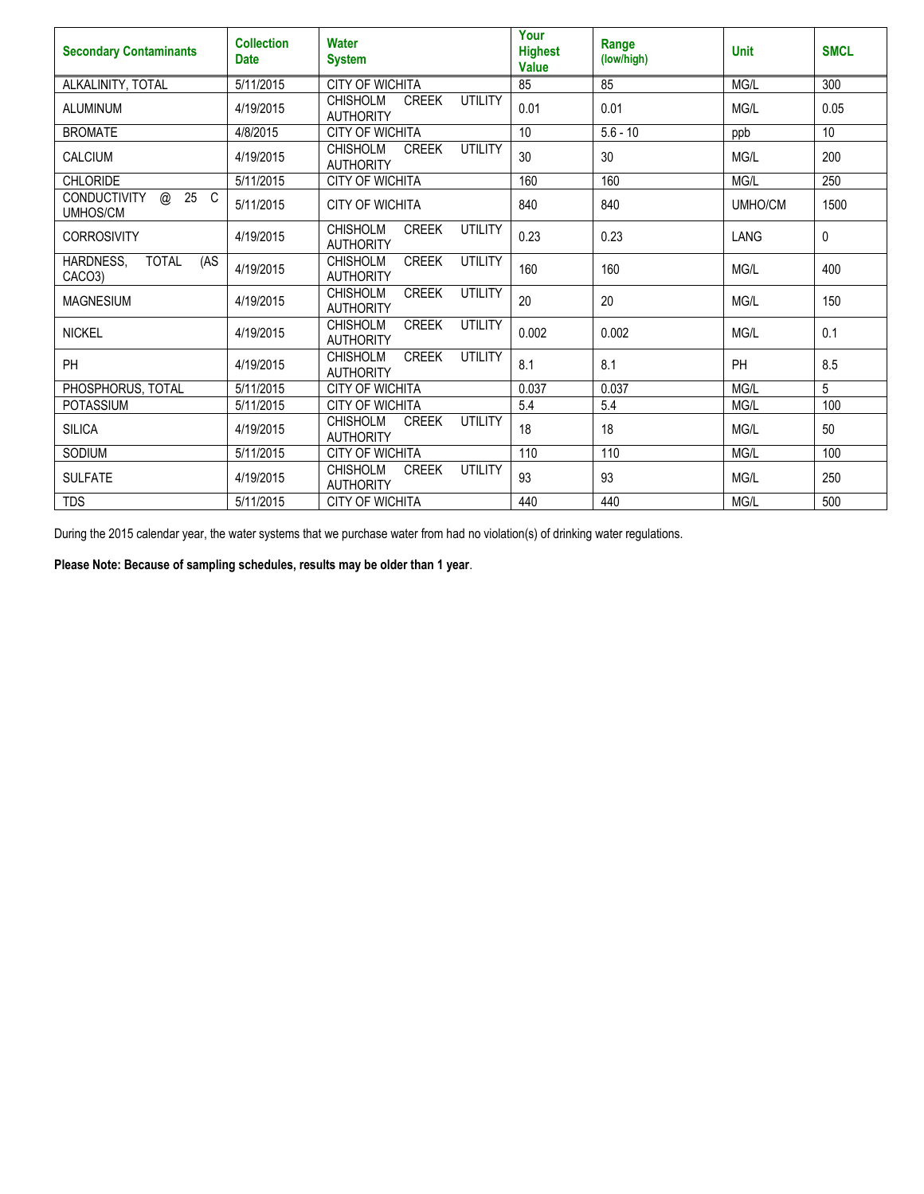| Secondary Contaminants | Collection Date | Water System | Your Highest Value | Range (low/high) | Unit | SMCL |
|---|---|---|---|---|---|---|
| ALKALINITY, TOTAL | 5/11/2015 | CITY OF WICHITA | 85 | 85 | MG/L | 300 |
| ALUMINUM | 4/19/2015 | CHISHOLM CREEK UTILITY AUTHORITY | 0.01 | 0.01 | MG/L | 0.05 |
| BROMATE | 4/8/2015 | CITY OF WICHITA | 10 | 5.6 - 10 | ppb | 10 |
| CALCIUM | 4/19/2015 | CHISHOLM CREEK UTILITY AUTHORITY | 30 | 30 | MG/L | 200 |
| CHLORIDE | 5/11/2015 | CITY OF WICHITA | 160 | 160 | MG/L | 250 |
| CONDUCTIVITY @ 25 C UMHOS/CM | 5/11/2015 | CITY OF WICHITA | 840 | 840 | UMHO/CM | 1500 |
| CORROSIVITY | 4/19/2015 | CHISHOLM CREEK UTILITY AUTHORITY | 0.23 | 0.23 | LANG | 0 |
| HARDNESS, TOTAL (AS CACO3) | 4/19/2015 | CHISHOLM CREEK UTILITY AUTHORITY | 160 | 160 | MG/L | 400 |
| MAGNESIUM | 4/19/2015 | CHISHOLM CREEK UTILITY AUTHORITY | 20 | 20 | MG/L | 150 |
| NICKEL | 4/19/2015 | CHISHOLM CREEK UTILITY AUTHORITY | 0.002 | 0.002 | MG/L | 0.1 |
| PH | 4/19/2015 | CHISHOLM CREEK UTILITY AUTHORITY | 8.1 | 8.1 | PH | 8.5 |
| PHOSPHORUS, TOTAL | 5/11/2015 | CITY OF WICHITA | 0.037 | 0.037 | MG/L | 5 |
| POTASSIUM | 5/11/2015 | CITY OF WICHITA | 5.4 | 5.4 | MG/L | 100 |
| SILICA | 4/19/2015 | CHISHOLM CREEK UTILITY AUTHORITY | 18 | 18 | MG/L | 50 |
| SODIUM | 5/11/2015 | CITY OF WICHITA | 110 | 110 | MG/L | 100 |
| SULFATE | 4/19/2015 | CHISHOLM CREEK UTILITY AUTHORITY | 93 | 93 | MG/L | 250 |
| TDS | 5/11/2015 | CITY OF WICHITA | 440 | 440 | MG/L | 500 |

During the 2015 calendar year, the water systems that we purchase water from had no violation(s) of drinking water regulations.

**Please Note: Because of sampling schedules, results may be older than 1 year**.